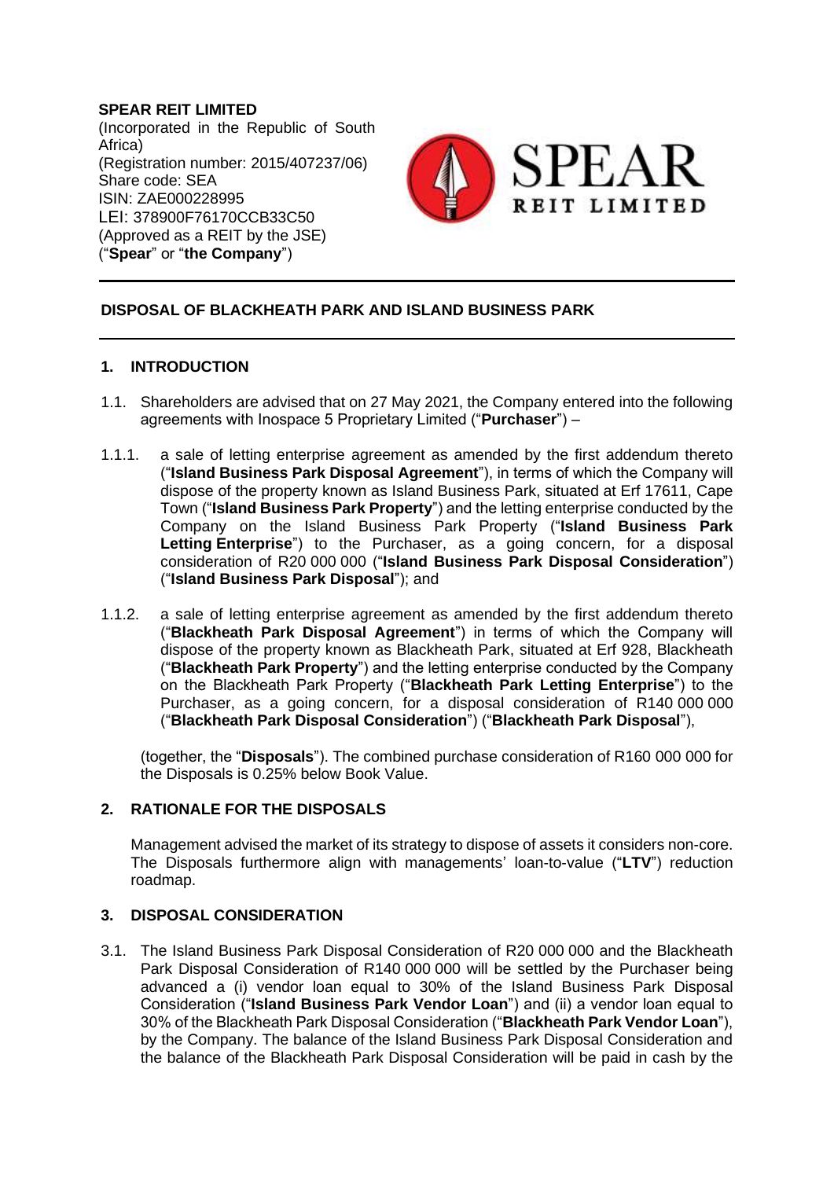**SPEAR REIT LIMITED**
(Incorporated in the Republic of South Africa)
(Registration number: 2015/407237/06)
Share code: SEA
ISIN: ZAE000228995
LEI: 378900F76170CCB33C50
(Approved as a REIT by the JSE)
("**Spear**" or "**the Company**")

## DISPOSAL OF BLACKHEATH PARK AND ISLAND BUSINESS PARK

### 1. INTRODUCTION

1.1. Shareholders are advised that on 27 May 2021, the Company entered into the following agreements with Inospace 5 Proprietary Limited ("**Purchaser**") –

1.1.1. a sale of letting enterprise agreement as amended by the first addendum thereto ("**Island Business Park Disposal Agreement**"), in terms of which the Company will dispose of the property known as Island Business Park, situated at Erf 17611, Cape Town ("**Island Business Park Property**") and the letting enterprise conducted by the Company on the Island Business Park Property ("**Island Business Park Letting Enterprise**") to the Purchaser, as a going concern, for a disposal consideration of R20 000 000 ("**Island Business Park Disposal Consideration**") ("**Island Business Park Disposal**"); and

1.1.2. a sale of letting enterprise agreement as amended by the first addendum thereto ("**Blackheath Park Disposal Agreement**") in terms of which the Company will dispose of the property known as Blackheath Park, situated at Erf 928, Blackheath ("**Blackheath Park Property**") and the letting enterprise conducted by the Company on the Blackheath Park Property ("**Blackheath Park Letting Enterprise**") to the Purchaser, as a going concern, for a disposal consideration of R140 000 000 ("**Blackheath Park Disposal Consideration**") ("**Blackheath Park Disposal**"),

(together, the "**Disposals**"). The combined purchase consideration of R160 000 000 for the Disposals is 0.25% below Book Value.

### 2. RATIONALE FOR THE DISPOSALS

Management advised the market of its strategy to dispose of assets it considers non-core. The Disposals furthermore align with managements' loan-to-value ("**LTV**") reduction roadmap.

### 3. DISPOSAL CONSIDERATION

3.1. The Island Business Park Disposal Consideration of R20 000 000 and the Blackheath Park Disposal Consideration of R140 000 000 will be settled by the Purchaser being advanced a (i) vendor loan equal to 30% of the Island Business Park Disposal Consideration ("**Island Business Park Vendor Loan**") and (ii) a vendor loan equal to 30% of the Blackheath Park Disposal Consideration ("**Blackheath Park Vendor Loan**"), by the Company. The balance of the Island Business Park Disposal Consideration and the balance of the Blackheath Park Disposal Consideration will be paid in cash by the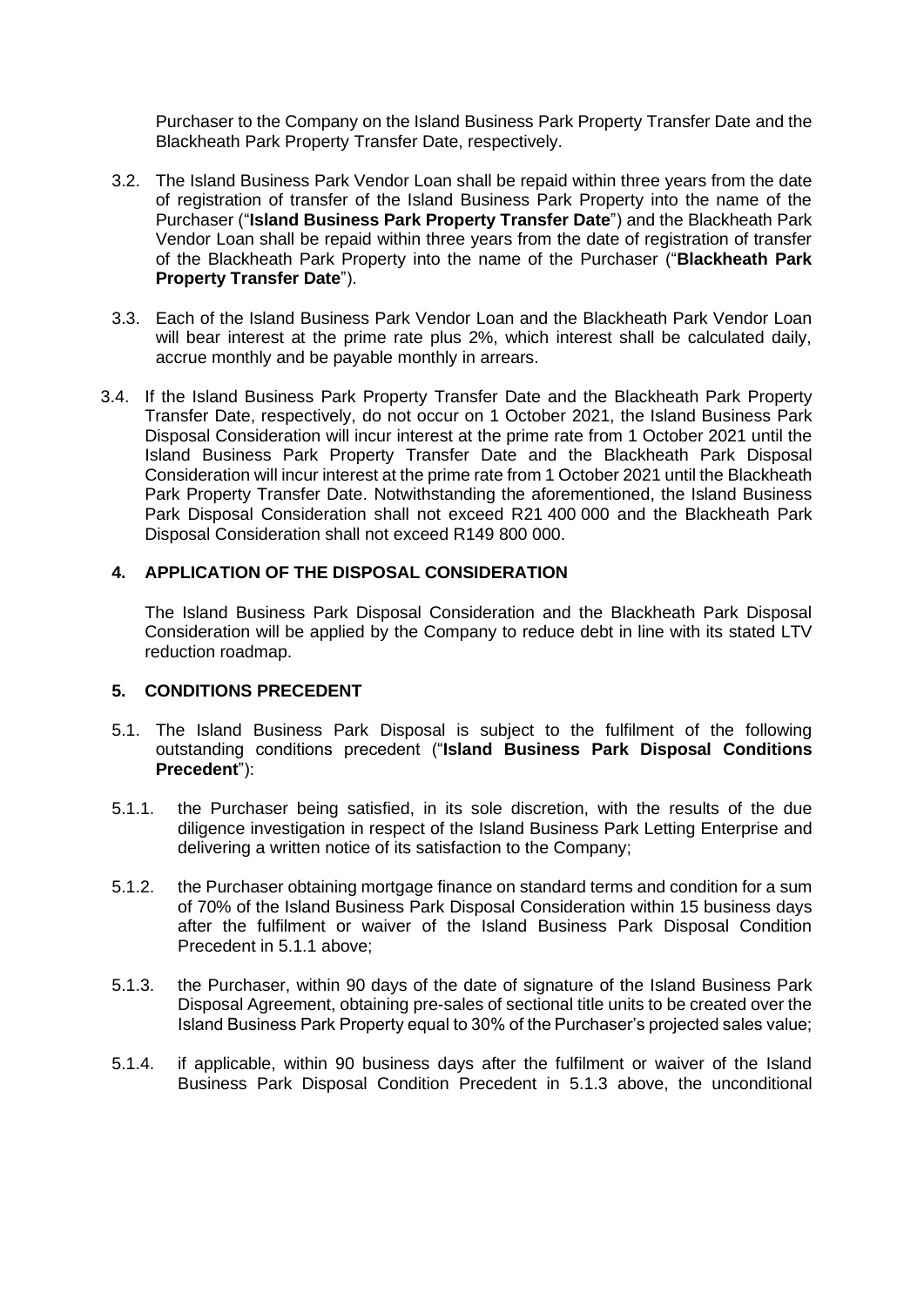Purchaser to the Company on the Island Business Park Property Transfer Date and the Blackheath Park Property Transfer Date, respectively.

3.2. The Island Business Park Vendor Loan shall be repaid within three years from the date of registration of transfer of the Island Business Park Property into the name of the Purchaser ("**Island Business Park Property Transfer Date**") and the Blackheath Park Vendor Loan shall be repaid within three years from the date of registration of transfer of the Blackheath Park Property into the name of the Purchaser ("**Blackheath Park Property Transfer Date**").

3.3. Each of the Island Business Park Vendor Loan and the Blackheath Park Vendor Loan will bear interest at the prime rate plus 2%, which interest shall be calculated daily, accrue monthly and be payable monthly in arrears.

3.4. If the Island Business Park Property Transfer Date and the Blackheath Park Property Transfer Date, respectively, do not occur on 1 October 2021, the Island Business Park Disposal Consideration will incur interest at the prime rate from 1 October 2021 until the Island Business Park Property Transfer Date and the Blackheath Park Disposal Consideration will incur interest at the prime rate from 1 October 2021 until the Blackheath Park Property Transfer Date. Notwithstanding the aforementioned, the Island Business Park Disposal Consideration shall not exceed R21 400 000 and the Blackheath Park Disposal Consideration shall not exceed R149 800 000.

## 4. APPLICATION OF THE DISPOSAL CONSIDERATION

The Island Business Park Disposal Consideration and the Blackheath Park Disposal Consideration will be applied by the Company to reduce debt in line with its stated LTV reduction roadmap.

## 5. CONDITIONS PRECEDENT

5.1. The Island Business Park Disposal is subject to the fulfilment of the following outstanding conditions precedent ("**Island Business Park Disposal Conditions Precedent**"):

5.1.1. the Purchaser being satisfied, in its sole discretion, with the results of the due diligence investigation in respect of the Island Business Park Letting Enterprise and delivering a written notice of its satisfaction to the Company;

5.1.2. the Purchaser obtaining mortgage finance on standard terms and condition for a sum of 70% of the Island Business Park Disposal Consideration within 15 business days after the fulfilment or waiver of the Island Business Park Disposal Condition Precedent in 5.1.1 above;

5.1.3. the Purchaser, within 90 days of the date of signature of the Island Business Park Disposal Agreement, obtaining pre-sales of sectional title units to be created over the Island Business Park Property equal to 30% of the Purchaser's projected sales value;

5.1.4. if applicable, within 90 business days after the fulfilment or waiver of the Island Business Park Disposal Condition Precedent in 5.1.3 above, the unconditional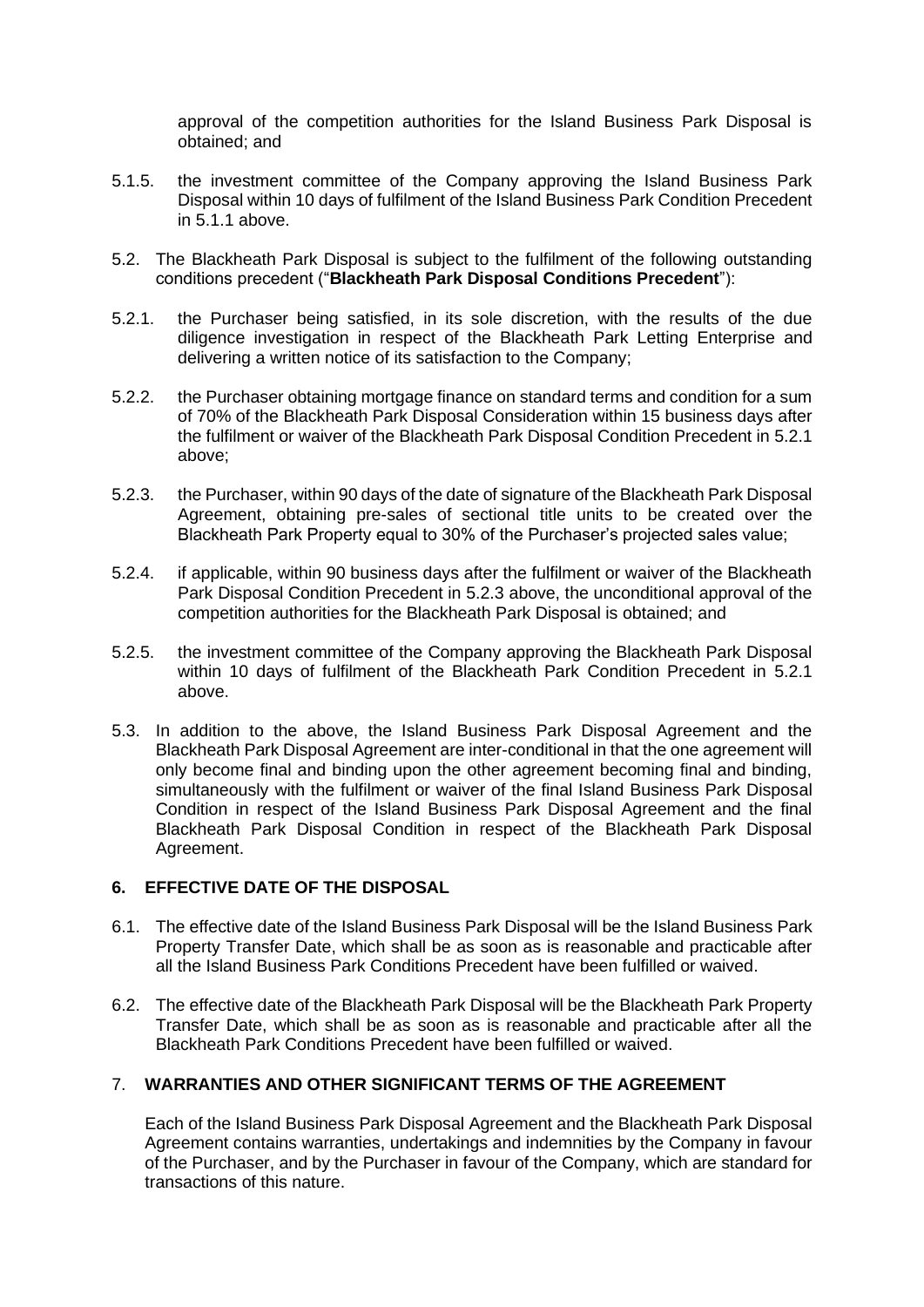approval of the competition authorities for the Island Business Park Disposal is obtained; and

5.1.5. the investment committee of the Company approving the Island Business Park Disposal within 10 days of fulfilment of the Island Business Park Condition Precedent in 5.1.1 above.

5.2. The Blackheath Park Disposal is subject to the fulfilment of the following outstanding conditions precedent ("**Blackheath Park Disposal Conditions Precedent**"):

5.2.1. the Purchaser being satisfied, in its sole discretion, with the results of the due diligence investigation in respect of the Blackheath Park Letting Enterprise and delivering a written notice of its satisfaction to the Company;

5.2.2. the Purchaser obtaining mortgage finance on standard terms and condition for a sum of 70% of the Blackheath Park Disposal Consideration within 15 business days after the fulfilment or waiver of the Blackheath Park Disposal Condition Precedent in 5.2.1 above;

5.2.3. the Purchaser, within 90 days of the date of signature of the Blackheath Park Disposal Agreement, obtaining pre-sales of sectional title units to be created over the Blackheath Park Property equal to 30% of the Purchaser's projected sales value;

5.2.4. if applicable, within 90 business days after the fulfilment or waiver of the Blackheath Park Disposal Condition Precedent in 5.2.3 above, the unconditional approval of the competition authorities for the Blackheath Park Disposal is obtained; and

5.2.5. the investment committee of the Company approving the Blackheath Park Disposal within 10 days of fulfilment of the Blackheath Park Condition Precedent in 5.2.1 above.

5.3. In addition to the above, the Island Business Park Disposal Agreement and the Blackheath Park Disposal Agreement are inter-conditional in that the one agreement will only become final and binding upon the other agreement becoming final and binding, simultaneously with the fulfilment or waiver of the final Island Business Park Disposal Condition in respect of the Island Business Park Disposal Agreement and the final Blackheath Park Disposal Condition in respect of the Blackheath Park Disposal Agreement.

## 6. EFFECTIVE DATE OF THE DISPOSAL

6.1. The effective date of the Island Business Park Disposal will be the Island Business Park Property Transfer Date, which shall be as soon as is reasonable and practicable after all the Island Business Park Conditions Precedent have been fulfilled or waived.

6.2. The effective date of the Blackheath Park Disposal will be the Blackheath Park Property Transfer Date, which shall be as soon as is reasonable and practicable after all the Blackheath Park Conditions Precedent have been fulfilled or waived.

## 7. WARRANTIES AND OTHER SIGNIFICANT TERMS OF THE AGREEMENT

Each of the Island Business Park Disposal Agreement and the Blackheath Park Disposal Agreement contains warranties, undertakings and indemnities by the Company in favour of the Purchaser, and by the Purchaser in favour of the Company, which are standard for transactions of this nature.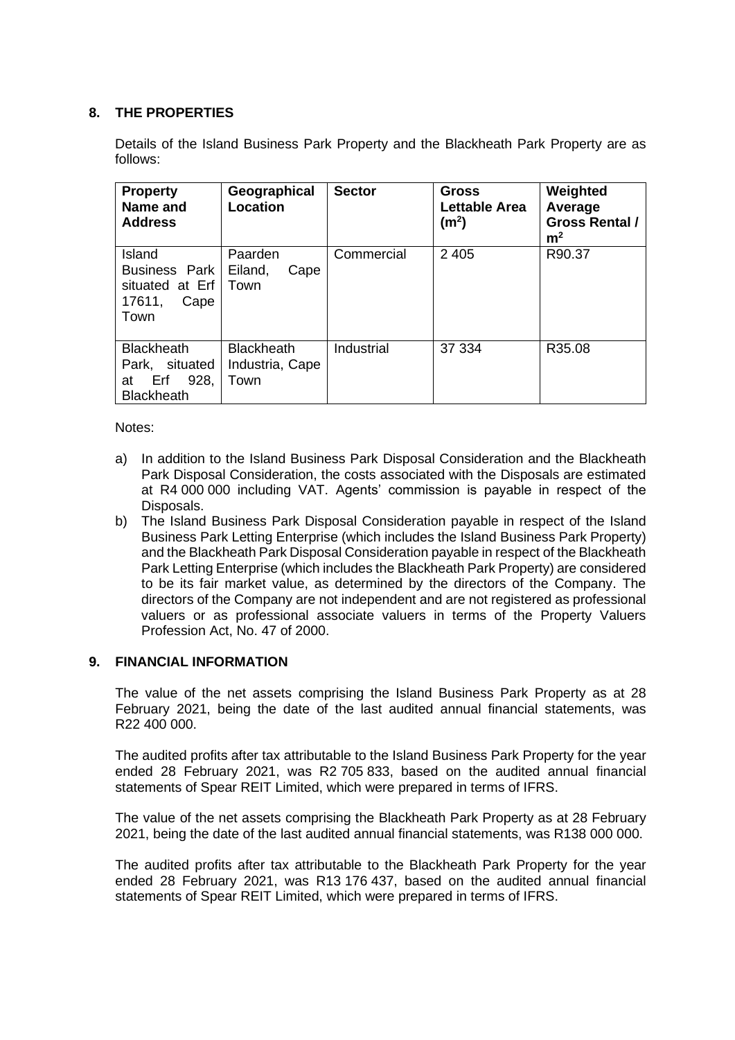## 8. THE PROPERTIES

Details of the Island Business Park Property and the Blackheath Park Property are as follows:

| Property Name and Address | Geographical Location | Sector | Gross Lettable Area ($m^2$) | Weighted Average Gross Rental / $m^2$ |
|---|---|---|---|---|
| Island Business Park situated at Erf 17611, Cape Town | Paarden Eiland, Cape Town | Commercial | 2 405 | R90.37 |
| Blackheath Park, situated at Erf 928, Blackheath | Blackheath Industria, Cape Town | Industrial | 37 334 | R35.08 |

Notes:

a) In addition to the Island Business Park Disposal Consideration and the Blackheath Park Disposal Consideration, the costs associated with the Disposals are estimated at R4 000 000 including VAT. Agents' commission is payable in respect of the Disposals.

b) The Island Business Park Disposal Consideration payable in respect of the Island Business Park Letting Enterprise (which includes the Island Business Park Property) and the Blackheath Park Disposal Consideration payable in respect of the Blackheath Park Letting Enterprise (which includes the Blackheath Park Property) are considered to be its fair market value, as determined by the directors of the Company. The directors of the Company are not independent and are not registered as professional valuers or as professional associate valuers in terms of the Property Valuers Profession Act, No. 47 of 2000.

## 9. FINANCIAL INFORMATION

The value of the net assets comprising the Island Business Park Property as at 28 February 2021, being the date of the last audited annual financial statements, was R22 400 000.

The audited profits after tax attributable to the Island Business Park Property for the year ended 28 February 2021, was R2 705 833, based on the audited annual financial statements of Spear REIT Limited, which were prepared in terms of IFRS.

The value of the net assets comprising the Blackheath Park Property as at 28 February 2021, being the date of the last audited annual financial statements, was R138 000 000.

The audited profits after tax attributable to the Blackheath Park Property for the year ended 28 February 2021, was R13 176 437, based on the audited annual financial statements of Spear REIT Limited, which were prepared in terms of IFRS.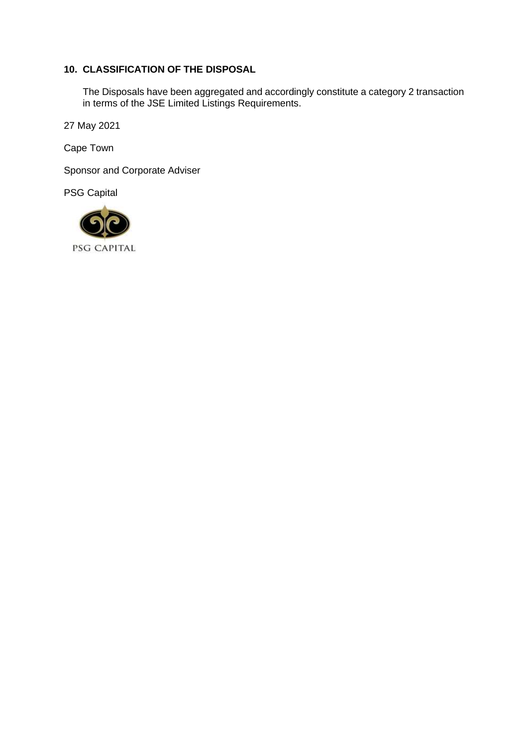## 10. CLASSIFICATION OF THE DISPOSAL

The Disposals have been aggregated and accordingly constitute a category 2 transaction in terms of the JSE Limited Listings Requirements.

27 May 2021

Cape Town

Sponsor and Corporate Adviser

PSG Capital